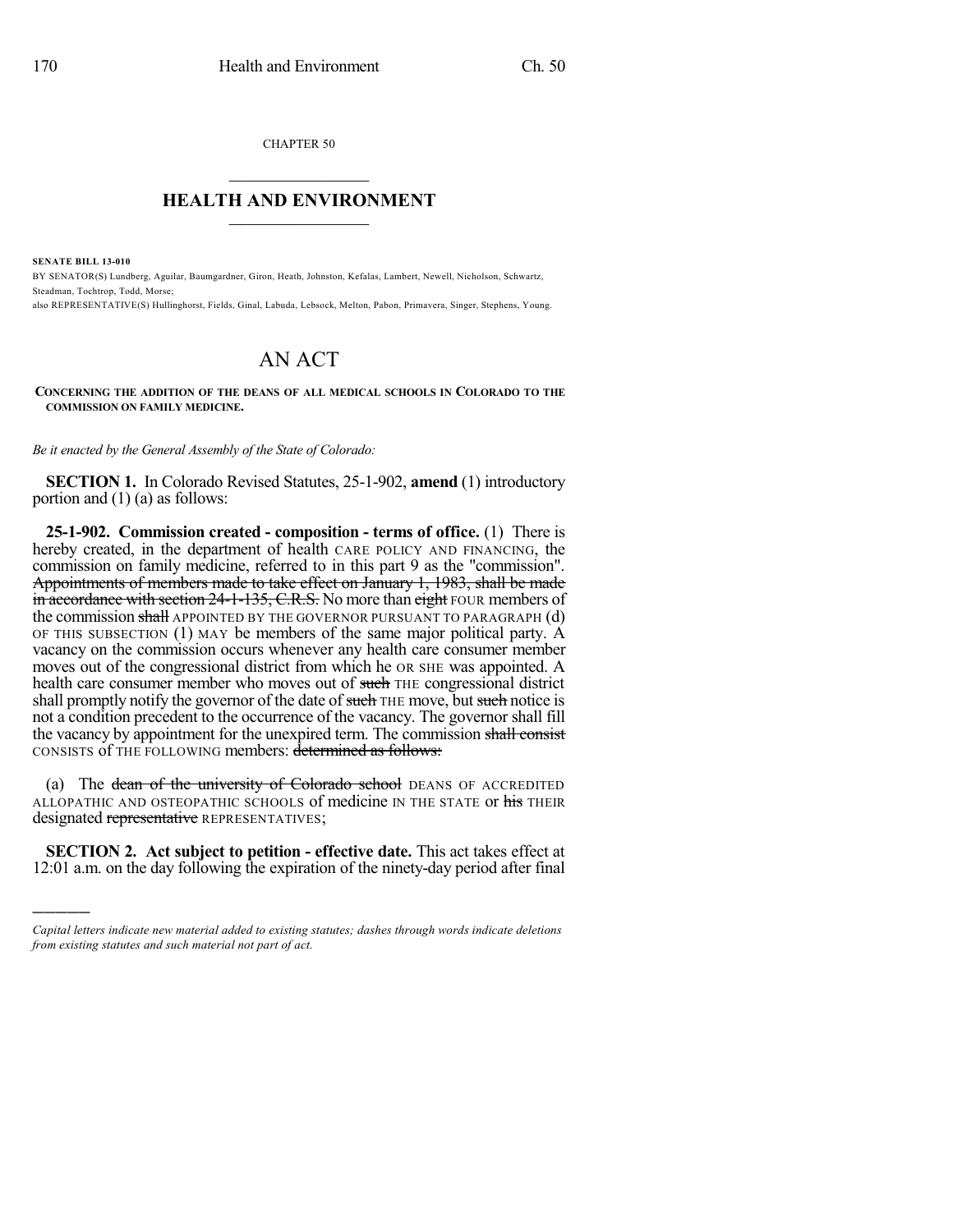CHAPTER 50

# HEALTH AND ENVIRONMENT

**SENATE BILL 13-010**

BY SENATOR(S) Lundberg, Aguilar, Baumgardner, Giron, Heath, Johnston, Kefalas, Lambert, Newell, Nicholson, Schwartz, Steadman, Tochtrop, Todd, Morse;

also REPRESENTATIVE(S) Hullinghorst, Fields, Ginal, Labuda, Lebsock, Melton, Pabon, Primavera, Singer, Stephens, Young.

# AN ACT

**CONCERNING THE ADDITION OF THE DEANS OF ALL MEDICAL SCHOOLS IN COLORADO TO THE COMMISSION ON FAMILY MEDICINE.**

*Be it enacted by the General Assembly of the State of Colorado:*

**SECTION 1.** In Colorado Revised Statutes, 25-1-902, **amend** (1) introductory portion and (1) (a) as follows:

**25-1-902. Commission created - composition - terms of office.** (1) There is hereby created, in the department of health CARE POLICY AND FINANCING, the commission on family medicine, referred to in this part 9 as the "commission". ~~Appointments of members made to take effect on January 1, 1983, shall be made in accordance with section 24-1-135, C.R.S.~~ No more than ~~eight~~ FOUR members of the commission ~~shall~~ APPOINTED BY THE GOVERNOR PURSUANT TO PARAGRAPH (d) OF THIS SUBSECTION (1) MAY be members of the same major political party. A vacancy on the commission occurs whenever any health care consumer member moves out of the congressional district from which he OR SHE was appointed. A health care consumer member who moves out of ~~such~~ THE congressional district shall promptly notify the governor of the date of ~~such~~ THE move, but ~~such~~ notice is not a condition precedent to the occurrence of the vacancy. The governor shall fill the vacancy by appointment for the unexpired term. The commission ~~shall consist~~ CONSISTS of THE FOLLOWING members: ~~determined as follows:~~

(a) The ~~dean of the university of Colorado school~~ DEANS OF ACCREDITED ALLOPATHIC AND OSTEOPATHIC SCHOOLS of medicine IN THE STATE or ~~his~~ THEIR designated ~~representative~~ REPRESENTATIVES;

**SECTION 2. Act subject to petition - effective date.** This act takes effect at 12:01 a.m. on the day following the expiration of the ninety-day period after final

---

*Capital letters indicate new material added to existing statutes; dashes through words indicate deletions from existing statutes and such material not part of act.*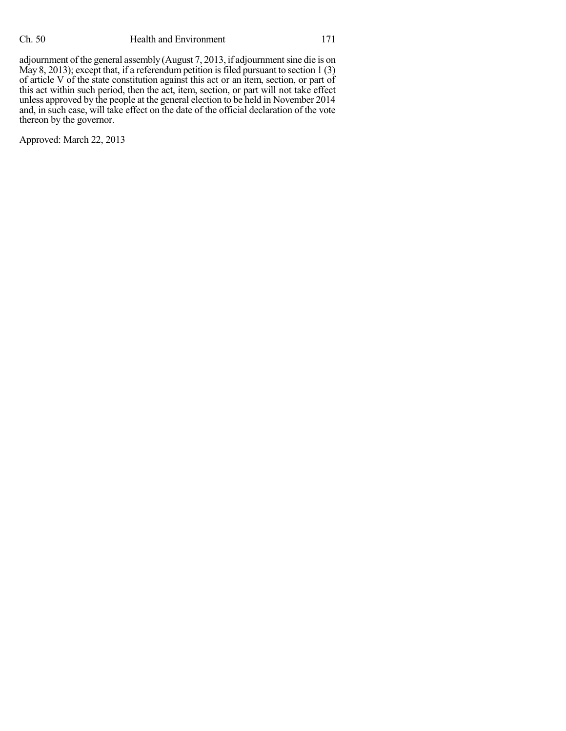adjournment of the general assembly (August 7, 2013, if adjournment sine die is on May 8, 2013); except that, if a referendum petition is filed pursuant to section 1 (3) of article V of the state constitution against this act or an item, section, or part of this act within such period, then the act, item, section, or part will not take effect unless approved by the people at the general election to be held in November 2014 and, in such case, will take effect on the date of the official declaration of the vote thereon by the governor.

Approved: March 22, 2013